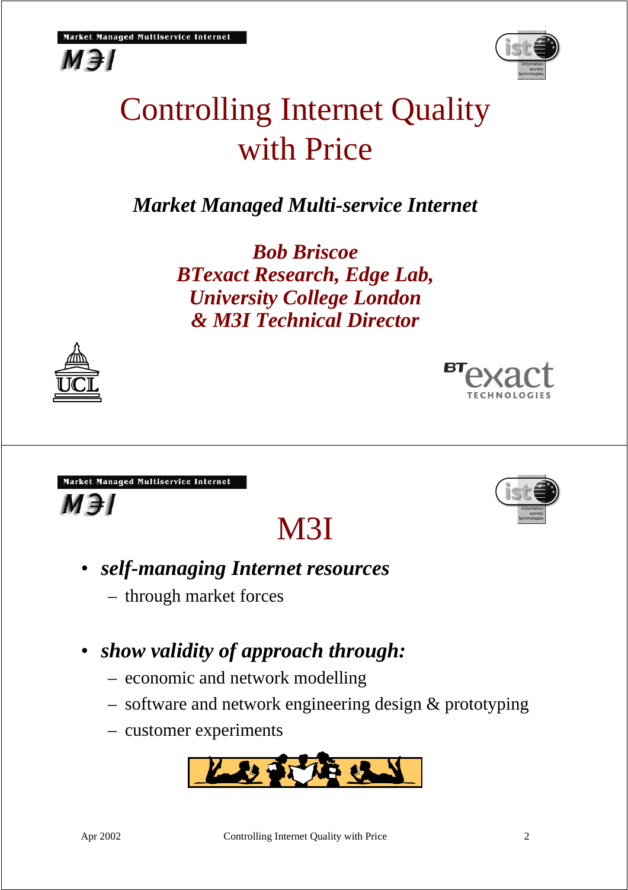# Controlling Internet Quality with Price

***Market Managed Multi-service Internet***

***Bob Briscoe***
***BTexact Research, Edge Lab,***
***University College London***
***& M3I Technical Director***

## M3I

- ***self-managing Internet resources***
  - through market forces
- ***show validity of approach through:***
  - economic and network modelling
  - software and network engineering design & prototyping
  - customer experiments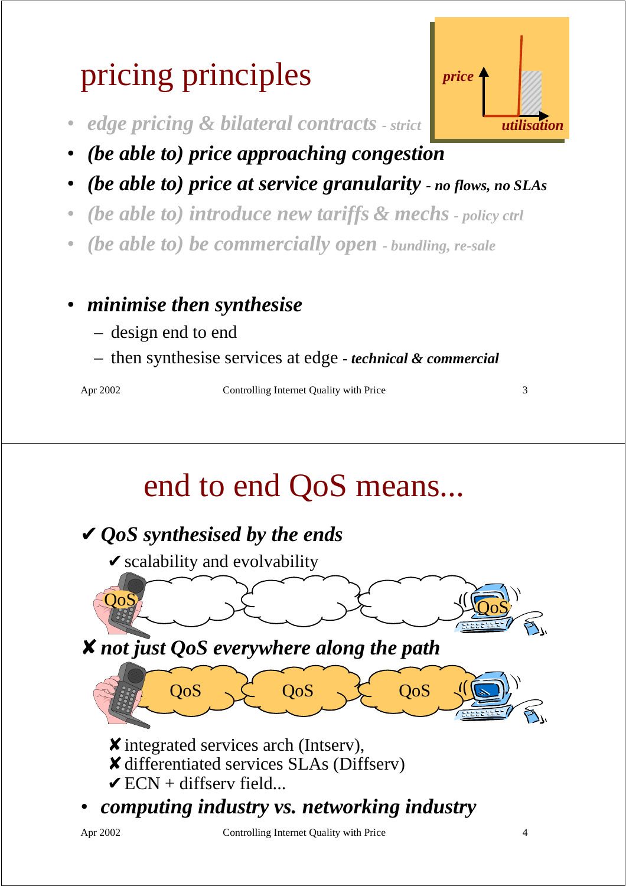# pricing principles

- *edge pricing & bilateral contracts - strict*
- ***(be able to) price approaching congestion***
- ***(be able to) price at service granularity** - no flows, no SLAs*
- *(be able to) introduce new tariffs & mechs - policy ctrl*
- *(be able to) be commercially open - bundling, re-sale*

price / utilisation

- ***minimise then synthesise***
  - design end to end
  - then synthesise services at edge - ***technical & commercial***

# end to end QoS means...

✔ ***QoS synthesised by the ends***

- ✔ scalability and evolvability

QoS QoS

✘ ***not just QoS everywhere along the path***

QoS QoS QoS

- ✘ integrated services arch (Intserv),
- ✘ differentiated services SLAs (Diffserv)
- ✔ ECN + diffserv field...

- ***computing industry vs. networking industry***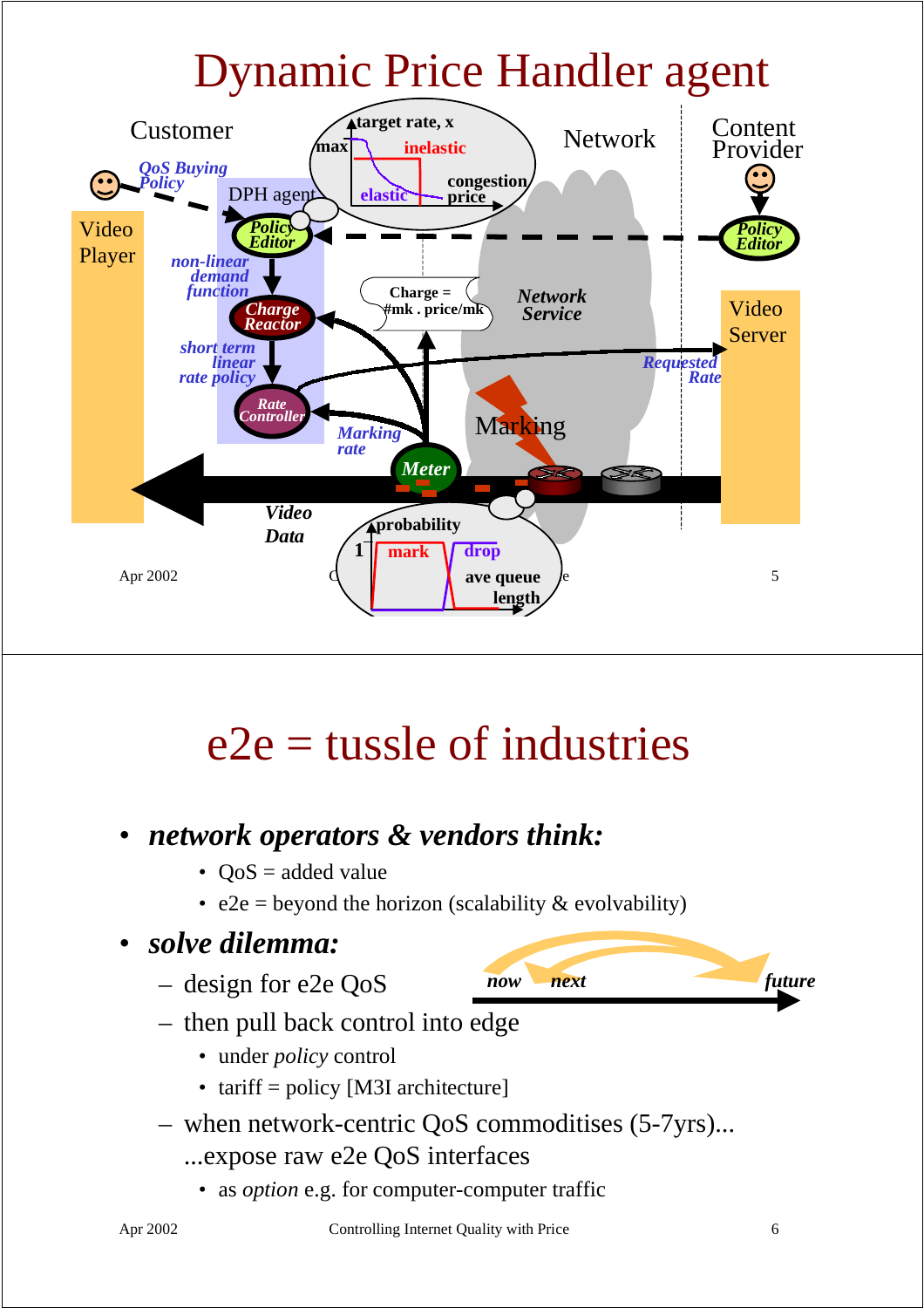# Dynamic Price Handler agent

Customer

*QoS Buying Policy*

DPH agent

*Policy Editor*

*non-linear demand function*

*Charge Reactor*

*short term linear rate policy*

*Rate Controller*

Video Player

**target rate, x**

**max**

**inelastic**

**elastic**

**congestion price**

Network

Content Provider

*Policy Editor*

**Charge = #mk . price/mk**

*Network Service*

Video Server

*Requested Rate*

*Marking rate*

Marking

*Meter*

*Video Data*

**probability**

**1**

**mark**

**drop**

**ave queue length**

# e2e = tussle of industries

- ***network operators & vendors think:***
  - QoS = added value
  - e2e = beyond the horizon (scalability & evolvability)
- ***solve dilemma:***
  - design for e2e QoS
  - then pull back control into edge
    - under *policy* control
    - tariff = policy [M3I architecture]
  - when network-centric QoS commoditises (5-7yrs)... ...expose raw e2e QoS interfaces
    - as *option* e.g. for computer-computer traffic

***now*** ***next*** ***future***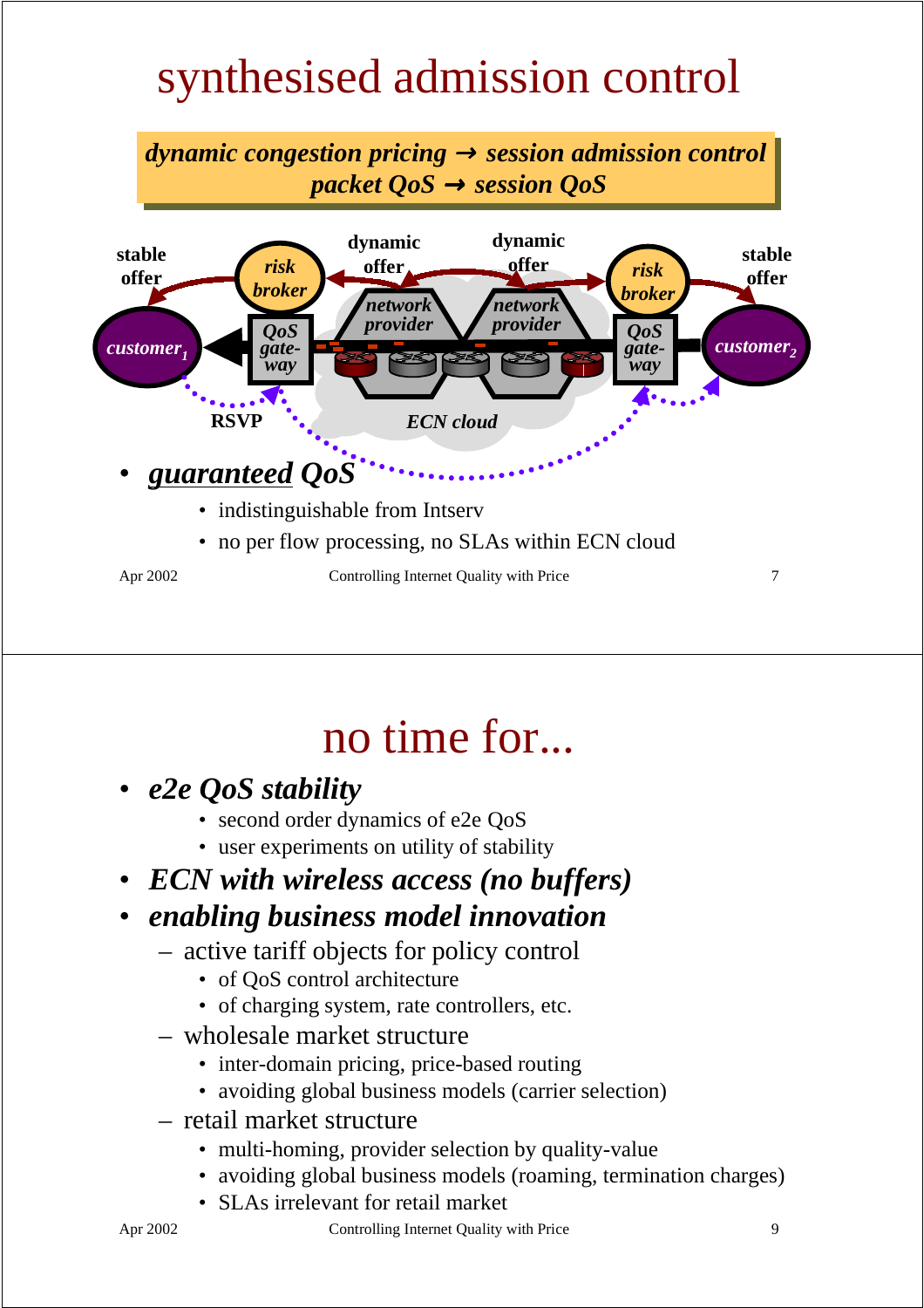# synthesised admission control

***dynamic congestion pricing → session admission control***
***packet QoS → session QoS***

stable offer | risk broker | dynamic offer | network provider | dynamic offer | network provider | risk broker | stable offer

$customer_1$ | QoS gateway | ECN cloud | QoS gateway | $customer_2$

RSVP

- ***guaranteed* QoS**
  - indistinguishable from Intserv
  - no per flow processing, no SLAs within ECN cloud

# no time for...

- ***e2e QoS stability***
  - second order dynamics of e2e QoS
  - user experiments on utility of stability
- ***ECN with wireless access (no buffers)***
- ***enabling business model innovation***
  - active tariff objects for policy control
    - of QoS control architecture
    - of charging system, rate controllers, etc.
  - wholesale market structure
    - inter-domain pricing, price-based routing
    - avoiding global business models (carrier selection)
  - retail market structure
    - multi-homing, provider selection by quality-value
    - avoiding global business models (roaming, termination charges)
    - SLAs irrelevant for retail market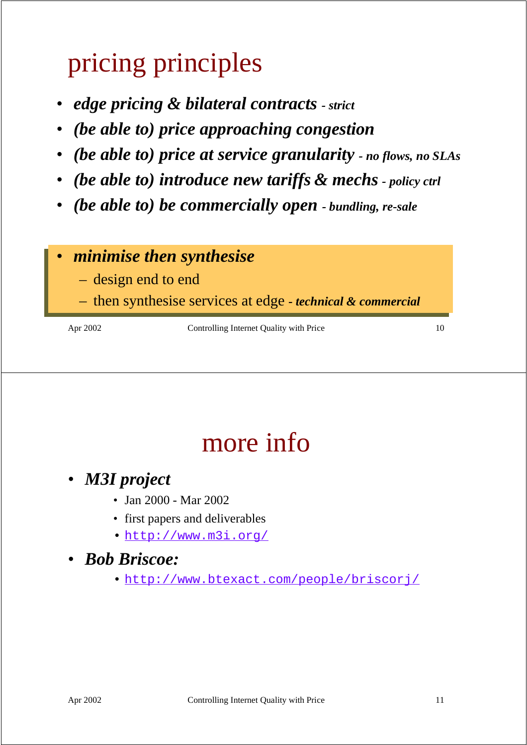# pricing principles

- ***edge pricing & bilateral contracts** - strict*
- ***(be able to) price approaching congestion***
- ***(be able to) price at service granularity** - no flows, no SLAs*
- ***(be able to) introduce new tariffs & mechs** - policy ctrl*
- ***(be able to) be commercially open** - bundling, re-sale*

- ***minimise then synthesise***
  - design end to end
  - then synthesise services at edge - ***technical & commercial***

# more info

- ***M3I project***
  - Jan 2000 - Mar 2002
  - first papers and deliverables
  - http://www.m3i.org/
- ***Bob Briscoe:***
  - http://www.btexact.com/people/briscorj/